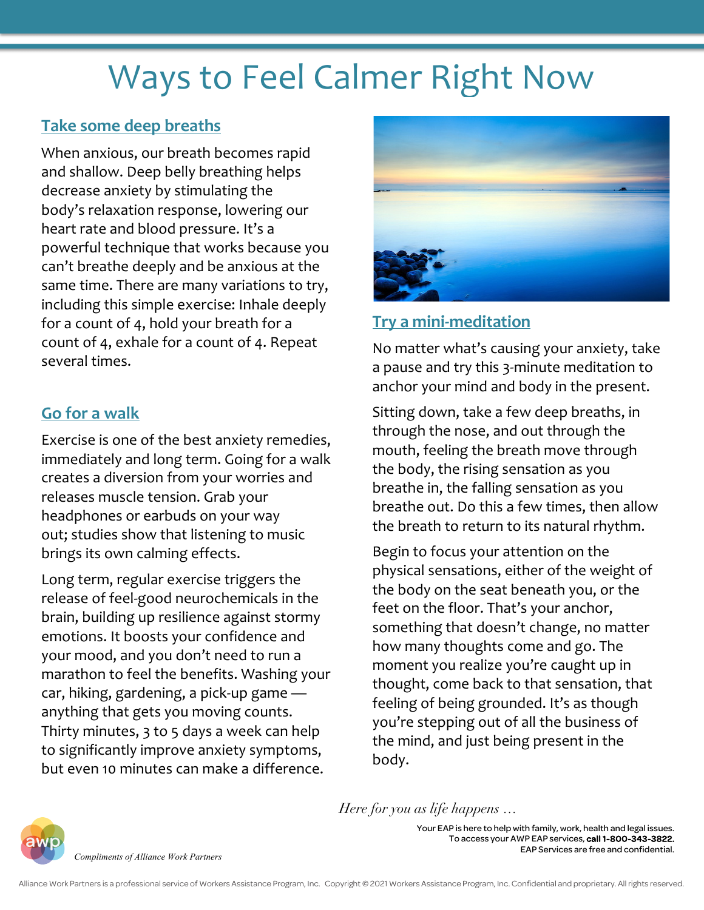# Ways to Feel Calmer Right Now

## Take some deep breaths

When anxious, our breath becomes rapid and shallow. Deep belly breathing helps decrease anxiety by stimulating the body's relaxation response, lowering our heart rate and blood pressure. It's a powerful technique that works because you can't breathe deeply and be anxious at the same time. There are many variations to try, including this simple exercise: Inhale deeply for a count of 4, hold your breath for a count of 4, exhale for a count of 4. Repeat several times.

## Go for a walk

Exercise is one of the best anxiety remedies, immediately and long term. Going for a walk creates a diversion from your worries and releases muscle tension. Grab your headphones or earbuds on your way out; studies show that listening to music brings its own calming effects.

Long term, regular exercise triggers the release of feel-good neurochemicals in the brain, building up resilience against stormy emotions. It boosts your confidence and your mood, and you don't need to run a marathon to feel the benefits. Washing your car, hiking, gardening, a pick-up game — anything that gets you moving counts. Thirty minutes, 3 to 5 days a week can help to significantly improve anxiety symptoms, but even 10 minutes can make a difference.

## Try a mini-meditation

No matter what's causing your anxiety, take a pause and try this 3-minute meditation to anchor your mind and body in the present.

Sitting down, take a few deep breaths, in through the nose, and out through the mouth, feeling the breath move through the body, the rising sensation as you breathe in, the falling sensation as you breathe out. Do this a few times, then allow the breath to return to its natural rhythm.

Begin to focus your attention on the physical sensations, either of the weight of the body on the seat beneath you, or the feet on the floor. That's your anchor, something that doesn't change, no matter how many thoughts come and go. The moment you realize you're caught up in thought, come back to that sensation, that feeling of being grounded. It's as though you're stepping out of all the business of the mind, and just being present in the body.

*Here for you as life happens …*

Your EAP is here to help with family, work, health and legal issues. To access your AWP EAP services, **call 1-800-343-3822.** EAP Services are free and confidential.

*Compliments of Alliance Work Partners*

Alliance Work Partners is a professional service of Workers Assistance Program, Inc. Copyright © 2021 Workers Assistance Program, Inc. Confidential and proprietary. All rights reserved.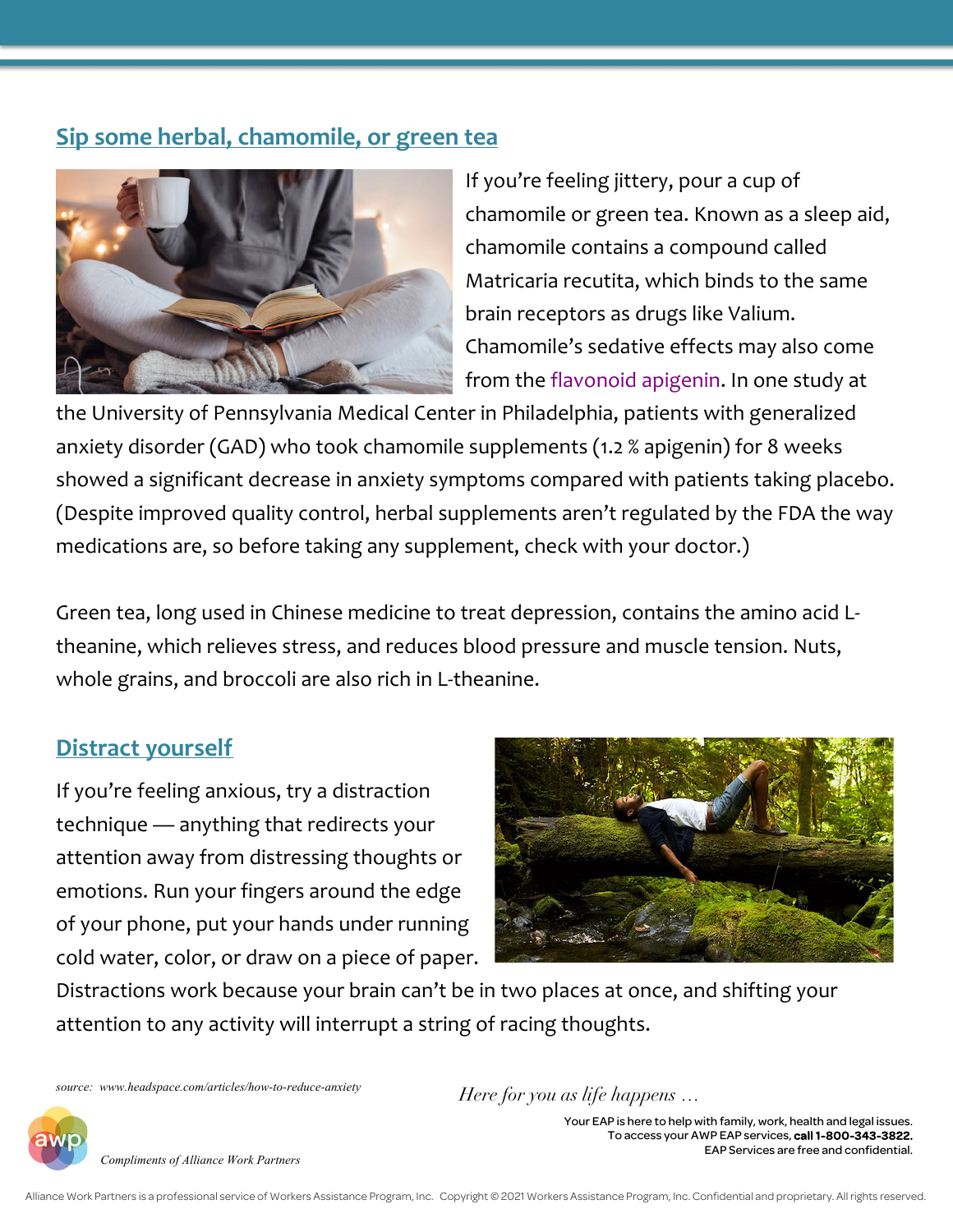## Sip some herbal, chamomile, or green tea

If you're feeling jittery, pour a cup of chamomile or green tea. Known as a sleep aid, chamomile contains a compound called Matricaria recutita, which binds to the same brain receptors as drugs like Valium. Chamomile's sedative effects may also come from the flavonoid apigenin. In one study at the University of Pennsylvania Medical Center in Philadelphia, patients with generalized anxiety disorder (GAD) who took chamomile supplements (1.2 % apigenin) for 8 weeks showed a significant decrease in anxiety symptoms compared with patients taking placebo. (Despite improved quality control, herbal supplements aren't regulated by the FDA the way medications are, so before taking any supplement, check with your doctor.)

Green tea, long used in Chinese medicine to treat depression, contains the amino acid L-theanine, which relieves stress, and reduces blood pressure and muscle tension. Nuts, whole grains, and broccoli are also rich in L-theanine.

## Distract yourself

If you're feeling anxious, try a distraction technique — anything that redirects your attention away from distressing thoughts or emotions. Run your fingers around the edge of your phone, put your hands under running cold water, color, or draw on a piece of paper. Distractions work because your brain can't be in two places at once, and shifting your attention to any activity will interrupt a string of racing thoughts.

*source: www.headspace.com/articles/how-to-reduce-anxiety*

*Here for you as life happens …*

Your EAP is here to help with family, work, health and legal issues.
To access your AWP EAP services, **call 1-800-343-3822.**
EAP Services are free and confidential.

*Compliments of Alliance Work Partners*

Alliance Work Partners is a professional service of Workers Assistance Program, Inc. Copyright © 2021 Workers Assistance Program, Inc. Confidential and proprietary. All rights reserved.